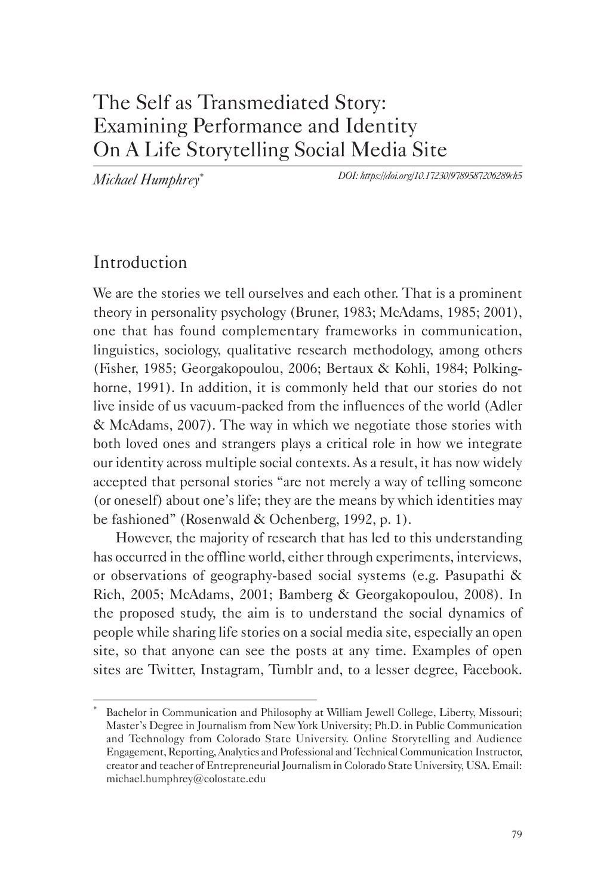# The Self as Transmediated Story: Examining Performance and Identity On A Life Storytelling Social Media Site

*Michael Humphrey*[*]

*DOI: https://doi.org/10.17230/9789587206289ch5*

## Introduction

We are the stories we tell ourselves and each other. That is a prominent theory in personality psychology (Bruner, 1983; McAdams, 1985; 2001), one that has found complementary frameworks in communication, linguistics, sociology, qualitative research methodology, among others (Fisher, 1985; Georgakopoulou, 2006; Bertaux & Kohli, 1984; Polkinghorne, 1991). In addition, it is commonly held that our stories do not live inside of us vacuum-packed from the influences of the world (Adler & McAdams, 2007). The way in which we negotiate those stories with both loved ones and strangers plays a critical role in how we integrate our identity across multiple social contexts. As a result, it has now widely accepted that personal stories "are not merely a way of telling someone (or oneself) about one's life; they are the means by which identities may be fashioned" (Rosenwald & Ochenberg, 1992, p. 1).

However, the majority of research that has led to this understanding has occurred in the offline world, either through experiments, interviews, or observations of geography-based social systems (e.g. Pasupathi & Rich, 2005; McAdams, 2001; Bamberg & Georgakopoulou, 2008). In the proposed study, the aim is to understand the social dynamics of people while sharing life stories on a social media site, especially an open site, so that anyone can see the posts at any time. Examples of open sites are Twitter, Instagram, Tumblr and, to a lesser degree, Facebook.

[*] Bachelor in Communication and Philosophy at William Jewell College, Liberty, Missouri; Master's Degree in Journalism from New York University; Ph.D. in Public Communication and Technology from Colorado State University. Online Storytelling and Audience Engagement, Reporting, Analytics and Professional and Technical Communication Instructor, creator and teacher of Entrepreneurial Journalism in Colorado State University, USA. Email: michael.humphrey@colostate.edu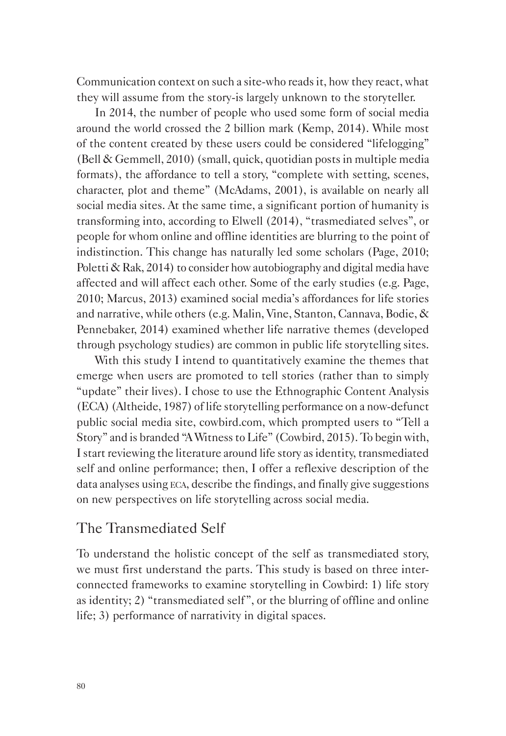Communication context on such a site-who reads it, how they react, what they will assume from the story-is largely unknown to the storyteller.

In 2014, the number of people who used some form of social media around the world crossed the 2 billion mark (Kemp, 2014). While most of the content created by these users could be considered "lifelogging" (Bell & Gemmell, 2010) (small, quick, quotidian posts in multiple media formats), the affordance to tell a story, "complete with setting, scenes, character, plot and theme" (McAdams, 2001), is available on nearly all social media sites. At the same time, a significant portion of humanity is transforming into, according to Elwell (2014), "trasmediated selves", or people for whom online and offline identities are blurring to the point of indistinction. This change has naturally led some scholars (Page, 2010; Poletti & Rak, 2014) to consider how autobiography and digital media have affected and will affect each other. Some of the early studies (e.g. Page, 2010; Marcus, 2013) examined social media's affordances for life stories and narrative, while others (e.g. Malin, Vine, Stanton, Cannava, Bodie, & Pennebaker, 2014) examined whether life narrative themes (developed through psychology studies) are common in public life storytelling sites.

With this study I intend to quantitatively examine the themes that emerge when users are promoted to tell stories (rather than to simply "update" their lives). I chose to use the Ethnographic Content Analysis (ECA) (Altheide, 1987) of life storytelling performance on a now-defunct public social media site, cowbird.com, which prompted users to "Tell a Story" and is branded "A Witness to Life" (Cowbird, 2015). To begin with, I start reviewing the literature around life story as identity, transmediated self and online performance; then, I offer a reflexive description of the data analyses using ECA, describe the findings, and finally give suggestions on new perspectives on life storytelling across social media.

## The Transmediated Self

To understand the holistic concept of the self as transmediated story, we must first understand the parts. This study is based on three interconnected frameworks to examine storytelling in Cowbird: 1) life story as identity; 2) "transmediated self", or the blurring of offline and online life; 3) performance of narrativity in digital spaces.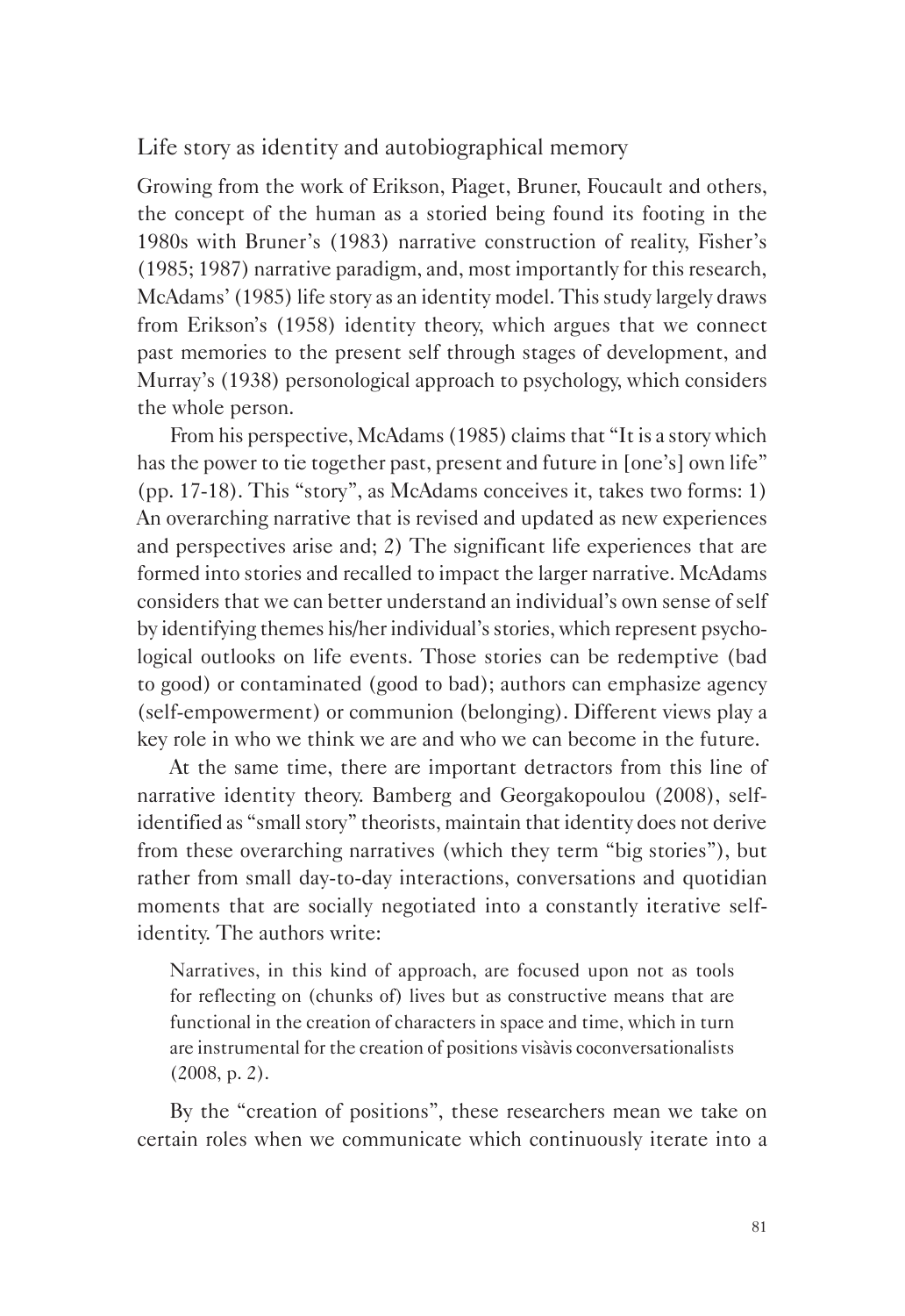## Life story as identity and autobiographical memory

Growing from the work of Erikson, Piaget, Bruner, Foucault and others, the concept of the human as a storied being found its footing in the 1980s with Bruner's (1983) narrative construction of reality, Fisher's (1985; 1987) narrative paradigm, and, most importantly for this research, McAdams' (1985) life story as an identity model. This study largely draws from Erikson's (1958) identity theory, which argues that we connect past memories to the present self through stages of development, and Murray's (1938) personological approach to psychology, which considers the whole person.

From his perspective, McAdams (1985) claims that "It is a story which has the power to tie together past, present and future in [one's] own life" (pp. 17-18). This "story", as McAdams conceives it, takes two forms: 1) An overarching narrative that is revised and updated as new experiences and perspectives arise and; 2) The significant life experiences that are formed into stories and recalled to impact the larger narrative. McAdams considers that we can better understand an individual's own sense of self by identifying themes his/her individual's stories, which represent psychological outlooks on life events. Those stories can be redemptive (bad to good) or contaminated (good to bad); authors can emphasize agency (self-empowerment) or communion (belonging). Different views play a key role in who we think we are and who we can become in the future.

At the same time, there are important detractors from this line of narrative identity theory. Bamberg and Georgakopoulou (2008), self-identified as "small story" theorists, maintain that identity does not derive from these overarching narratives (which they term "big stories"), but rather from small day-to-day interactions, conversations and quotidian moments that are socially negotiated into a constantly iterative self-identity. The authors write:

> Narratives, in this kind of approach, are focused upon not as tools for reflecting on (chunks of) lives but as constructive means that are functional in the creation of characters in space and time, which in turn are instrumental for the creation of positions visàvis coconversationalists (2008, p. 2).

By the "creation of positions", these researchers mean we take on certain roles when we communicate which continuously iterate into a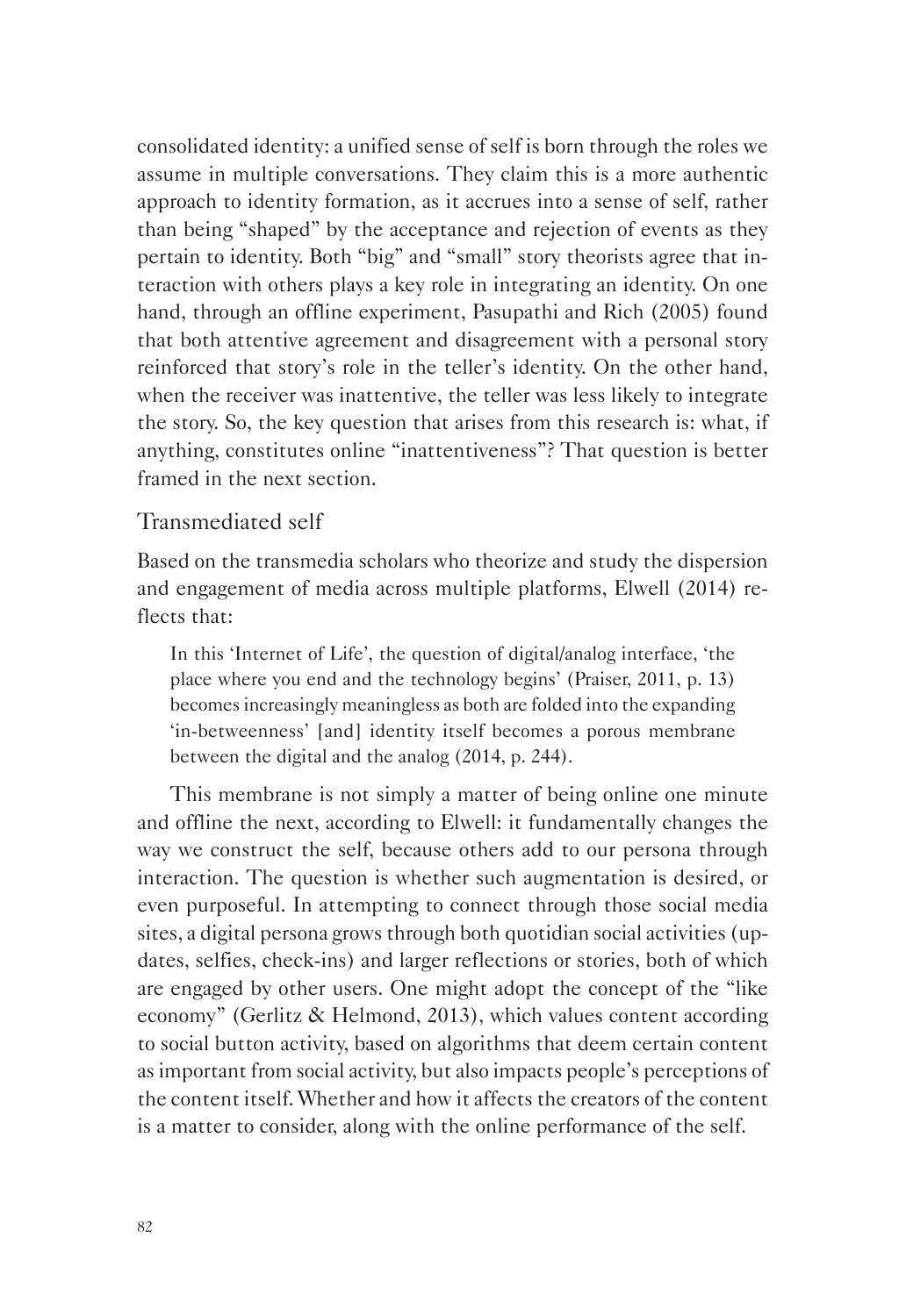consolidated identity: a unified sense of self is born through the roles we assume in multiple conversations. They claim this is a more authentic approach to identity formation, as it accrues into a sense of self, rather than being "shaped" by the acceptance and rejection of events as they pertain to identity. Both "big" and "small" story theorists agree that interaction with others plays a key role in integrating an identity. On one hand, through an offline experiment, Pasupathi and Rich (2005) found that both attentive agreement and disagreement with a personal story reinforced that story's role in the teller's identity. On the other hand, when the receiver was inattentive, the teller was less likely to integrate the story. So, the key question that arises from this research is: what, if anything, constitutes online "inattentiveness"? That question is better framed in the next section.

## Transmediated self

Based on the transmedia scholars who theorize and study the dispersion and engagement of media across multiple platforms, Elwell (2014) reflects that:

> In this 'Internet of Life', the question of digital/analog interface, 'the place where you end and the technology begins' (Praiser, 2011, p. 13) becomes increasingly meaningless as both are folded into the expanding 'in-betweenness' [and] identity itself becomes a porous membrane between the digital and the analog (2014, p. 244).

This membrane is not simply a matter of being online one minute and offline the next, according to Elwell: it fundamentally changes the way we construct the self, because others add to our persona through interaction. The question is whether such augmentation is desired, or even purposeful. In attempting to connect through those social media sites, a digital persona grows through both quotidian social activities (updates, selfies, check-ins) and larger reflections or stories, both of which are engaged by other users. One might adopt the concept of the "like economy" (Gerlitz & Helmond, 2013), which values content according to social button activity, based on algorithms that deem certain content as important from social activity, but also impacts people's perceptions of the content itself. Whether and how it affects the creators of the content is a matter to consider, along with the online performance of the self.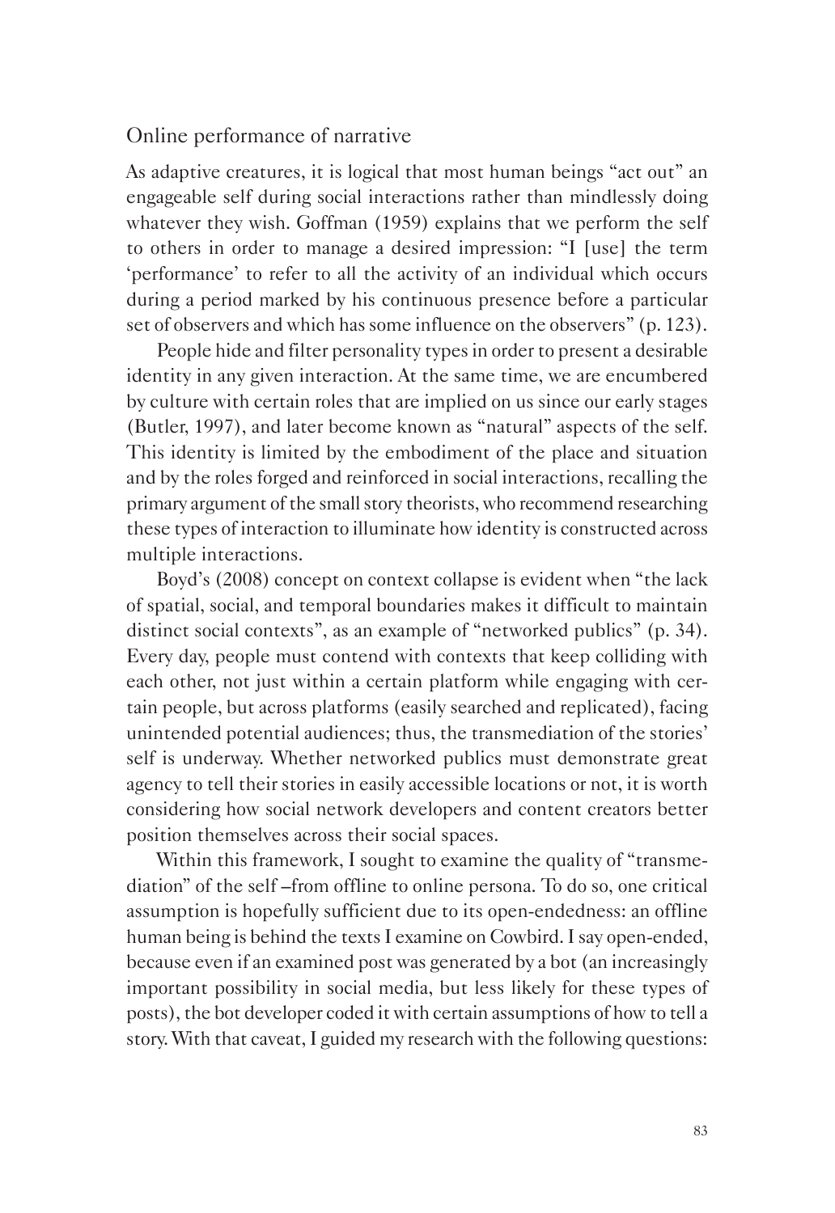## Online performance of narrative

As adaptive creatures, it is logical that most human beings "act out" an engageable self during social interactions rather than mindlessly doing whatever they wish. Goffman (1959) explains that we perform the self to others in order to manage a desired impression: "I [use] the term 'performance' to refer to all the activity of an individual which occurs during a period marked by his continuous presence before a particular set of observers and which has some influence on the observers" (p. 123).

People hide and filter personality types in order to present a desirable identity in any given interaction. At the same time, we are encumbered by culture with certain roles that are implied on us since our early stages (Butler, 1997), and later become known as "natural" aspects of the self. This identity is limited by the embodiment of the place and situation and by the roles forged and reinforced in social interactions, recalling the primary argument of the small story theorists, who recommend researching these types of interaction to illuminate how identity is constructed across multiple interactions.

Boyd's (2008) concept on context collapse is evident when "the lack of spatial, social, and temporal boundaries makes it difficult to maintain distinct social contexts", as an example of "networked publics" (p. 34). Every day, people must contend with contexts that keep colliding with each other, not just within a certain platform while engaging with certain people, but across platforms (easily searched and replicated), facing unintended potential audiences; thus, the transmediation of the stories' self is underway. Whether networked publics must demonstrate great agency to tell their stories in easily accessible locations or not, it is worth considering how social network developers and content creators better position themselves across their social spaces.

Within this framework, I sought to examine the quality of "transmediation" of the self –from offline to online persona. To do so, one critical assumption is hopefully sufficient due to its open-endedness: an offline human being is behind the texts I examine on Cowbird. I say open-ended, because even if an examined post was generated by a bot (an increasingly important possibility in social media, but less likely for these types of posts), the bot developer coded it with certain assumptions of how to tell a story. With that caveat, I guided my research with the following questions: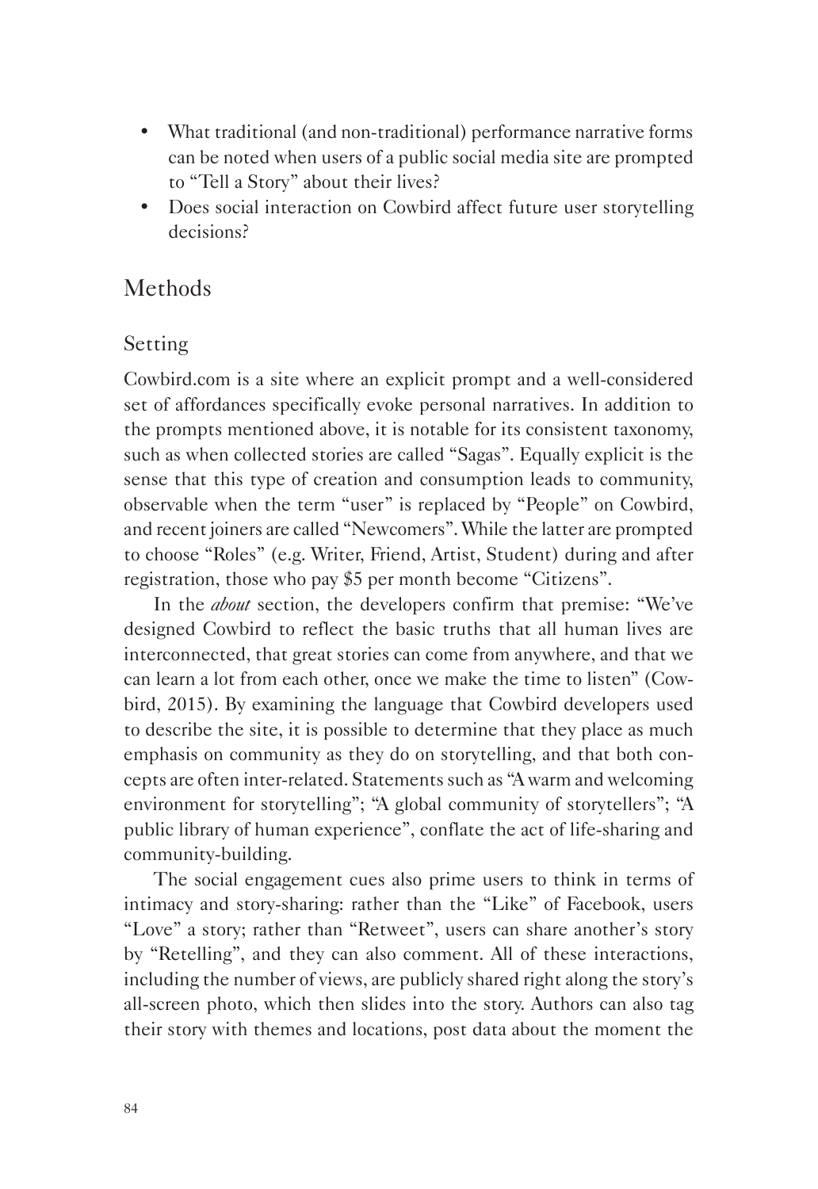- What traditional (and non-traditional) performance narrative forms can be noted when users of a public social media site are prompted to "Tell a Story" about their lives?
- Does social interaction on Cowbird affect future user storytelling decisions?

## Methods

### Setting

Cowbird.com is a site where an explicit prompt and a well-considered set of affordances specifically evoke personal narratives. In addition to the prompts mentioned above, it is notable for its consistent taxonomy, such as when collected stories are called "Sagas". Equally explicit is the sense that this type of creation and consumption leads to community, observable when the term "user" is replaced by "People" on Cowbird, and recent joiners are called "Newcomers". While the latter are prompted to choose "Roles" (e.g. Writer, Friend, Artist, Student) during and after registration, those who pay $5 per month become "Citizens".

In the *about* section, the developers confirm that premise: "We've designed Cowbird to reflect the basic truths that all human lives are interconnected, that great stories can come from anywhere, and that we can learn a lot from each other, once we make the time to listen" (Cowbird, 2015). By examining the language that Cowbird developers used to describe the site, it is possible to determine that they place as much emphasis on community as they do on storytelling, and that both concepts are often inter-related. Statements such as "A warm and welcoming environment for storytelling"; "A global community of storytellers"; "A public library of human experience", conflate the act of life-sharing and community-building.

The social engagement cues also prime users to think in terms of intimacy and story-sharing: rather than the "Like" of Facebook, users "Love" a story; rather than "Retweet", users can share another's story by "Retelling", and they can also comment. All of these interactions, including the number of views, are publicly shared right along the story's all-screen photo, which then slides into the story. Authors can also tag their story with themes and locations, post data about the moment the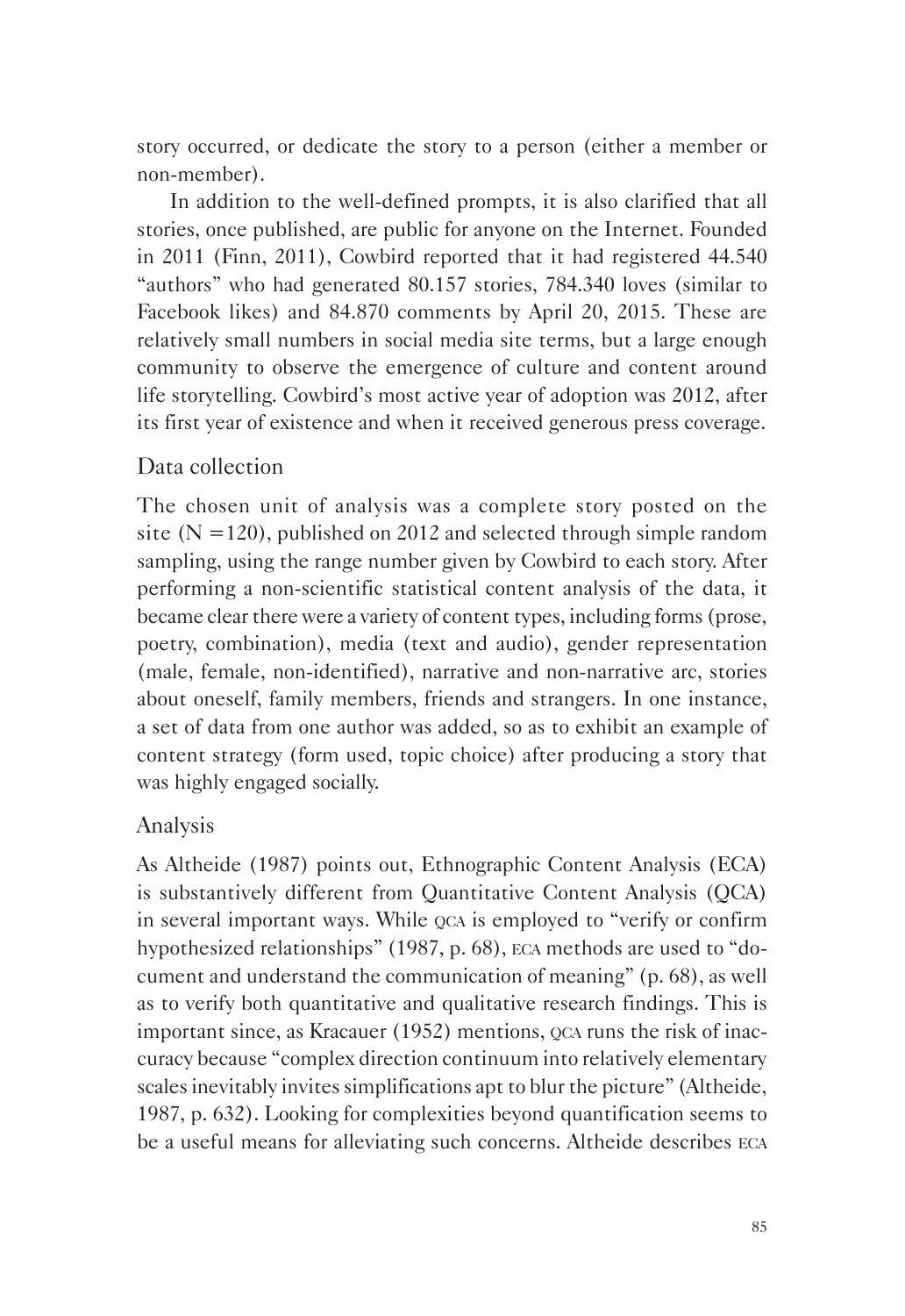story occurred, or dedicate the story to a person (either a member or non-member).

In addition to the well-defined prompts, it is also clarified that all stories, once published, are public for anyone on the Internet. Founded in 2011 (Finn, 2011), Cowbird reported that it had registered 44.540 "authors" who had generated 80.157 stories, 784.340 loves (similar to Facebook likes) and 84.870 comments by April 20, 2015. These are relatively small numbers in social media site terms, but a large enough community to observe the emergence of culture and content around life storytelling. Cowbird's most active year of adoption was 2012, after its first year of existence and when it received generous press coverage.

## Data collection

The chosen unit of analysis was a complete story posted on the site (N =120), published on 2012 and selected through simple random sampling, using the range number given by Cowbird to each story. After performing a non-scientific statistical content analysis of the data, it became clear there were a variety of content types, including forms (prose, poetry, combination), media (text and audio), gender representation (male, female, non-identified), narrative and non-narrative arc, stories about oneself, family members, friends and strangers. In one instance, a set of data from one author was added, so as to exhibit an example of content strategy (form used, topic choice) after producing a story that was highly engaged socially.

## Analysis

As Altheide (1987) points out, Ethnographic Content Analysis (ECA) is substantively different from Quantitative Content Analysis (QCA) in several important ways. While QCA is employed to "verify or confirm hypothesized relationships" (1987, p. 68), ECA methods are used to "document and understand the communication of meaning" (p. 68), as well as to verify both quantitative and qualitative research findings. This is important since, as Kracauer (1952) mentions, QCA runs the risk of inaccuracy because "complex direction continuum into relatively elementary scales inevitably invites simplifications apt to blur the picture" (Altheide, 1987, p. 632). Looking for complexities beyond quantification seems to be a useful means for alleviating such concerns. Altheide describes ECA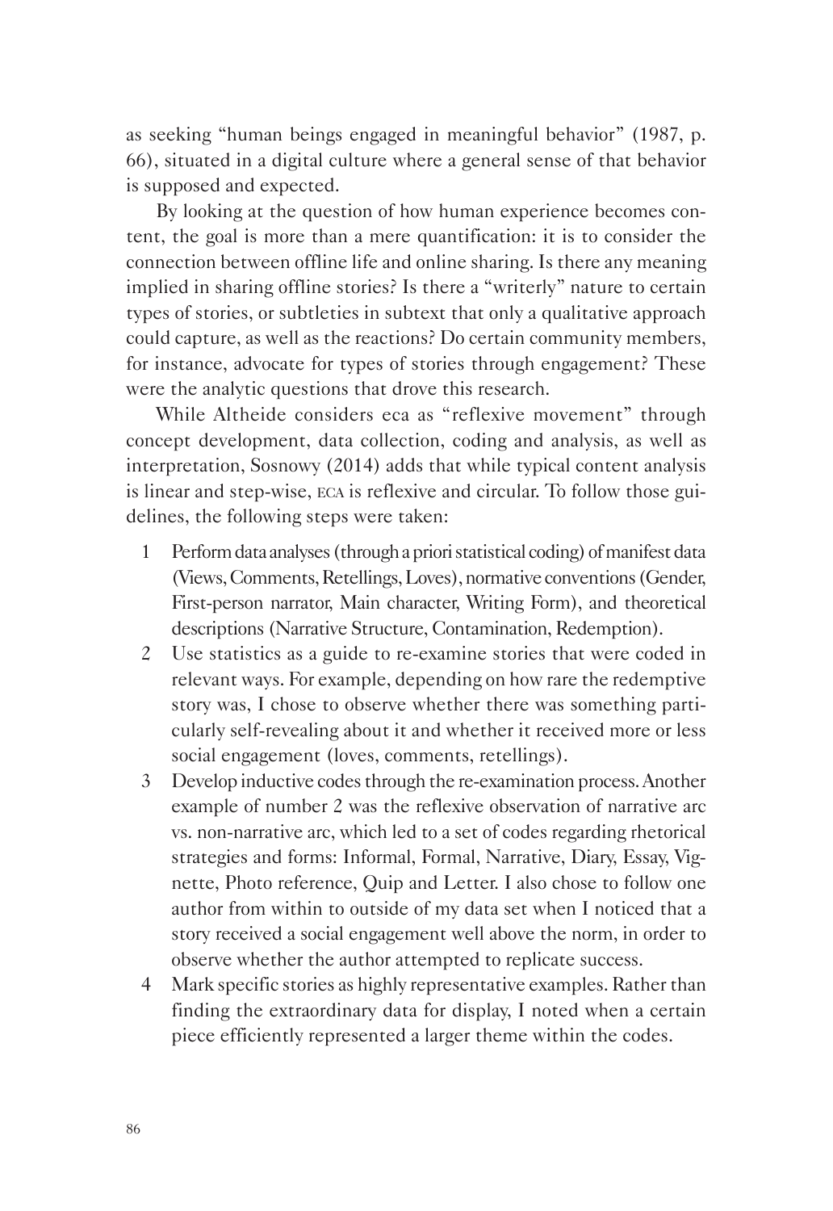as seeking "human beings engaged in meaningful behavior" (1987, p. 66), situated in a digital culture where a general sense of that behavior is supposed and expected.

By looking at the question of how human experience becomes content, the goal is more than a mere quantification: it is to consider the connection between offline life and online sharing. Is there any meaning implied in sharing offline stories? Is there a "writerly" nature to certain types of stories, or subtleties in subtext that only a qualitative approach could capture, as well as the reactions? Do certain community members, for instance, advocate for types of stories through engagement? These were the analytic questions that drove this research.

While Altheide considers eca as "reflexive movement" through concept development, data collection, coding and analysis, as well as interpretation, Sosnowy (2014) adds that while typical content analysis is linear and step-wise, ECA is reflexive and circular. To follow those guidelines, the following steps were taken:

1. Perform data analyses (through a priori statistical coding) of manifest data (Views, Comments, Retellings, Loves), normative conventions (Gender, First-person narrator, Main character, Writing Form), and theoretical descriptions (Narrative Structure, Contamination, Redemption).
2. Use statistics as a guide to re-examine stories that were coded in relevant ways. For example, depending on how rare the redemptive story was, I chose to observe whether there was something particularly self-revealing about it and whether it received more or less social engagement (loves, comments, retellings).
3. Develop inductive codes through the re-examination process. Another example of number 2 was the reflexive observation of narrative arc vs. non-narrative arc, which led to a set of codes regarding rhetorical strategies and forms: Informal, Formal, Narrative, Diary, Essay, Vignette, Photo reference, Quip and Letter. I also chose to follow one author from within to outside of my data set when I noticed that a story received a social engagement well above the norm, in order to observe whether the author attempted to replicate success.
4. Mark specific stories as highly representative examples. Rather than finding the extraordinary data for display, I noted when a certain piece efficiently represented a larger theme within the codes.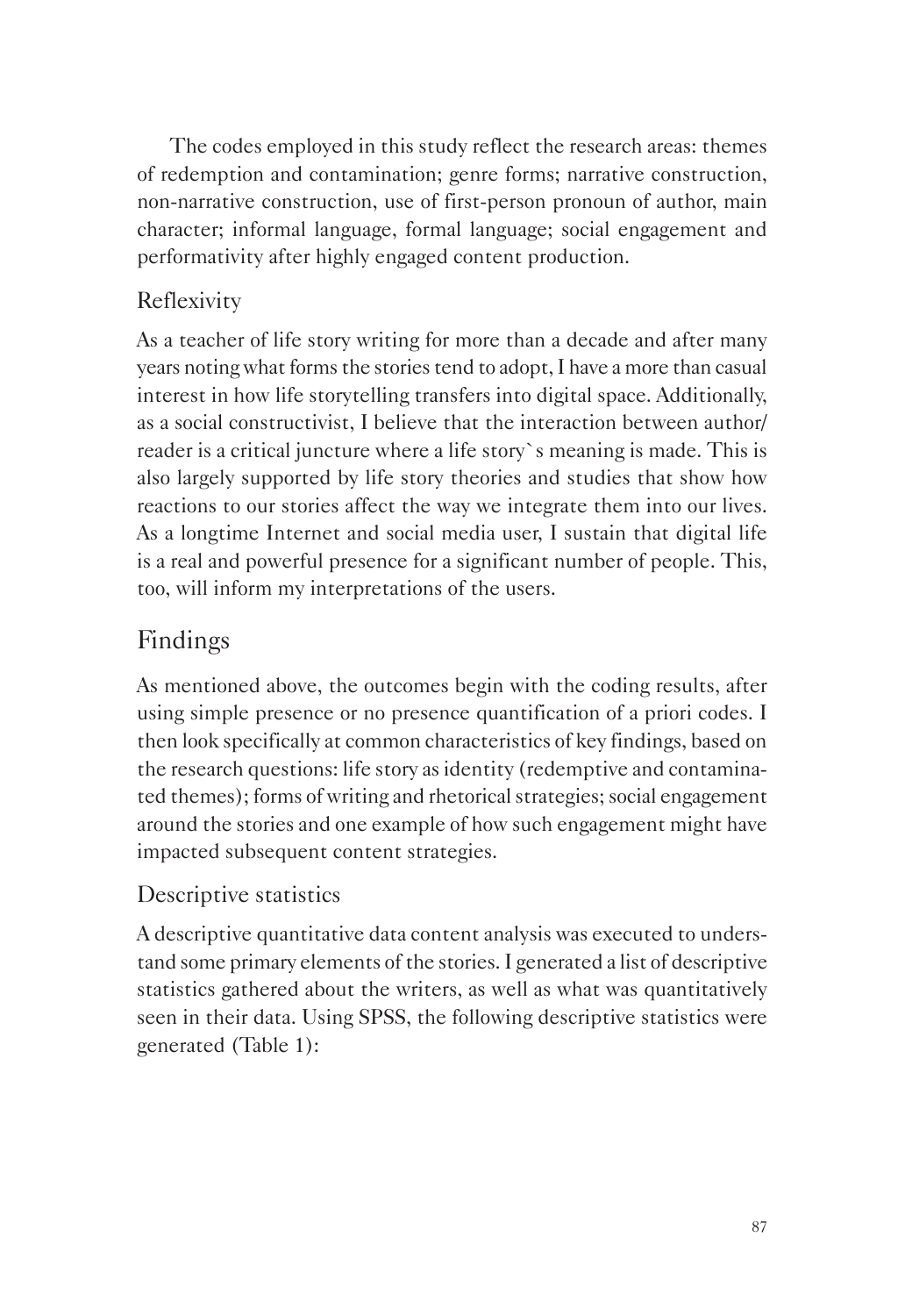The codes employed in this study reflect the research areas: themes of redemption and contamination; genre forms; narrative construction, non-narrative construction, use of first-person pronoun of author, main character; informal language, formal language; social engagement and performativity after highly engaged content production.

### Reflexivity

As a teacher of life story writing for more than a decade and after many years noting what forms the stories tend to adopt, I have a more than casual interest in how life storytelling transfers into digital space. Additionally, as a social constructivist, I believe that the interaction between author/reader is a critical juncture where a life story`s meaning is made. This is also largely supported by life story theories and studies that show how reactions to our stories affect the way we integrate them into our lives. As a longtime Internet and social media user, I sustain that digital life is a real and powerful presence for a significant number of people. This, too, will inform my interpretations of the users.

## Findings

As mentioned above, the outcomes begin with the coding results, after using simple presence or no presence quantification of a priori codes. I then look specifically at common characteristics of key findings, based on the research questions: life story as identity (redemptive and contaminated themes); forms of writing and rhetorical strategies; social engagement around the stories and one example of how such engagement might have impacted subsequent content strategies.

### Descriptive statistics

A descriptive quantitative data content analysis was executed to understand some primary elements of the stories. I generated a list of descriptive statistics gathered about the writers, as well as what was quantitatively seen in their data. Using SPSS, the following descriptive statistics were generated (Table 1):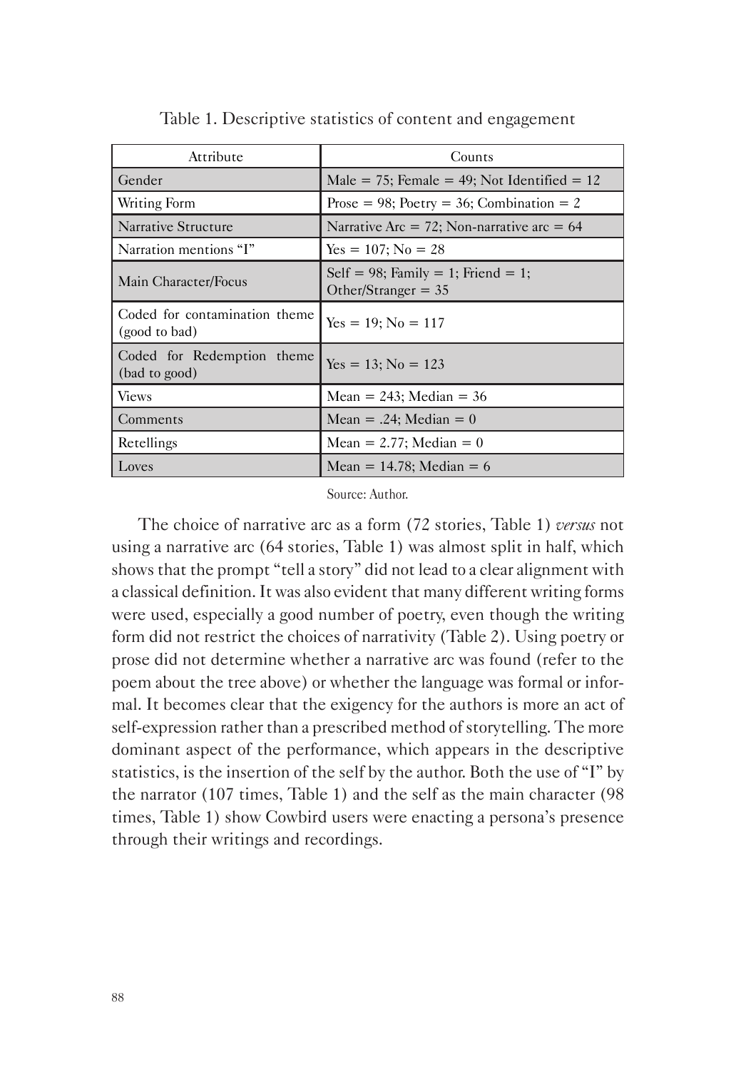Table 1. Descriptive statistics of content and engagement

| Attribute | Counts |
|---|---|
| Gender | Male = 75; Female = 49; Not Identified = 12 |
| Writing Form | Prose = 98; Poetry = 36; Combination = 2 |
| Narrative Structure | Narrative Arc = 72; Non-narrative arc = 64 |
| Narration mentions "I" | Yes = 107; No = 28 |
| Main Character/Focus | Self = 98; Family = 1; Friend = 1; Other/Stranger = 35 |
| Coded for contamination theme (good to bad) | Yes = 19; No = 117 |
| Coded for Redemption theme (bad to good) | Yes = 13; No = 123 |
| Views | Mean = 243; Median = 36 |
| Comments | Mean = .24; Median = 0 |
| Retellings | Mean = 2.77; Median = 0 |
| Loves | Mean = 14.78; Median = 6 |

Source: Author.

The choice of narrative arc as a form (72 stories, Table 1) *versus* not using a narrative arc (64 stories, Table 1) was almost split in half, which shows that the prompt "tell a story" did not lead to a clear alignment with a classical definition. It was also evident that many different writing forms were used, especially a good number of poetry, even though the writing form did not restrict the choices of narrativity (Table 2). Using poetry or prose did not determine whether a narrative arc was found (refer to the poem about the tree above) or whether the language was formal or informal. It becomes clear that the exigency for the authors is more an act of self-expression rather than a prescribed method of storytelling. The more dominant aspect of the performance, which appears in the descriptive statistics, is the insertion of the self by the author. Both the use of "I" by the narrator (107 times, Table 1) and the self as the main character (98 times, Table 1) show Cowbird users were enacting a persona's presence through their writings and recordings.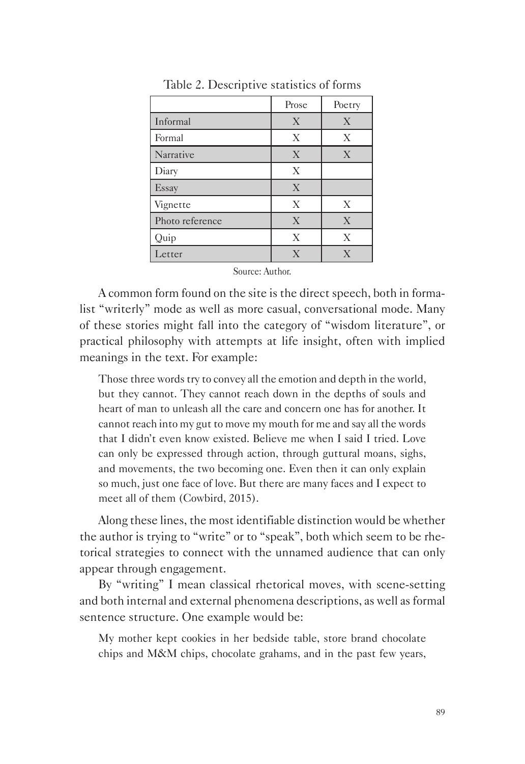Table 2. Descriptive statistics of forms

| | Prose | Poetry |
|---|---|---|
| Informal | X | X |
| Formal | X | X |
| Narrative | X | X |
| Diary | X | |
| Essay | X | |
| Vignette | X | X |
| Photo reference | X | X |
| Quip | X | X |
| Letter | X | X |

Source: Author.

A common form found on the site is the direct speech, both in formalist "writerly" mode as well as more casual, conversational mode. Many of these stories might fall into the category of "wisdom literature", or practical philosophy with attempts at life insight, often with implied meanings in the text. For example:

> Those three words try to convey all the emotion and depth in the world, but they cannot. They cannot reach down in the depths of souls and heart of man to unleash all the care and concern one has for another. It cannot reach into my gut to move my mouth for me and say all the words that I didn't even know existed. Believe me when I said I tried. Love can only be expressed through action, through guttural moans, sighs, and movements, the two becoming one. Even then it can only explain so much, just one face of love. But there are many faces and I expect to meet all of them (Cowbird, 2015).

Along these lines, the most identifiable distinction would be whether the author is trying to "write" or to "speak", both which seem to be rhetorical strategies to connect with the unnamed audience that can only appear through engagement.

By "writing" I mean classical rhetorical moves, with scene-setting and both internal and external phenomena descriptions, as well as formal sentence structure. One example would be:

> My mother kept cookies in her bedside table, store brand chocolate chips and M&M chips, chocolate grahams, and in the past few years,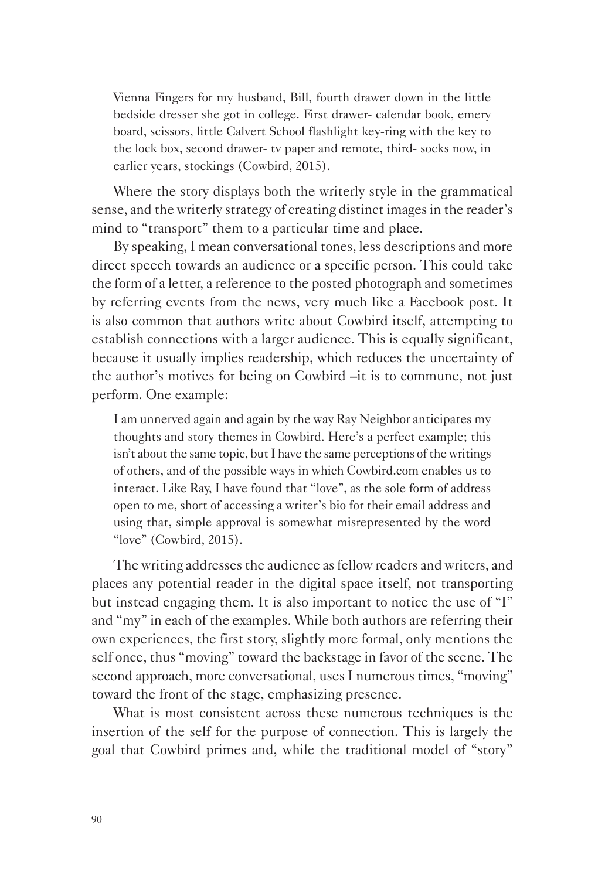> Vienna Fingers for my husband, Bill, fourth drawer down in the little bedside dresser she got in college. First drawer- calendar book, emery board, scissors, little Calvert School flashlight key-ring with the key to the lock box, second drawer- tv paper and remote, third- socks now, in earlier years, stockings (Cowbird, 2015).

Where the story displays both the writerly style in the grammatical sense, and the writerly strategy of creating distinct images in the reader's mind to "transport" them to a particular time and place.

By speaking, I mean conversational tones, less descriptions and more direct speech towards an audience or a specific person. This could take the form of a letter, a reference to the posted photograph and sometimes by referring events from the news, very much like a Facebook post. It is also common that authors write about Cowbird itself, attempting to establish connections with a larger audience. This is equally significant, because it usually implies readership, which reduces the uncertainty of the author's motives for being on Cowbird –it is to commune, not just perform. One example:

> I am unnerved again and again by the way Ray Neighbor anticipates my thoughts and story themes in Cowbird. Here's a perfect example; this isn't about the same topic, but I have the same perceptions of the writings of others, and of the possible ways in which Cowbird.com enables us to interact. Like Ray, I have found that "love", as the sole form of address open to me, short of accessing a writer's bio for their email address and using that, simple approval is somewhat misrepresented by the word "love" (Cowbird, 2015).

The writing addresses the audience as fellow readers and writers, and places any potential reader in the digital space itself, not transporting but instead engaging them. It is also important to notice the use of "I" and "my" in each of the examples. While both authors are referring their own experiences, the first story, slightly more formal, only mentions the self once, thus "moving" toward the backstage in favor of the scene. The second approach, more conversational, uses I numerous times, "moving" toward the front of the stage, emphasizing presence.

What is most consistent across these numerous techniques is the insertion of the self for the purpose of connection. This is largely the goal that Cowbird primes and, while the traditional model of "story"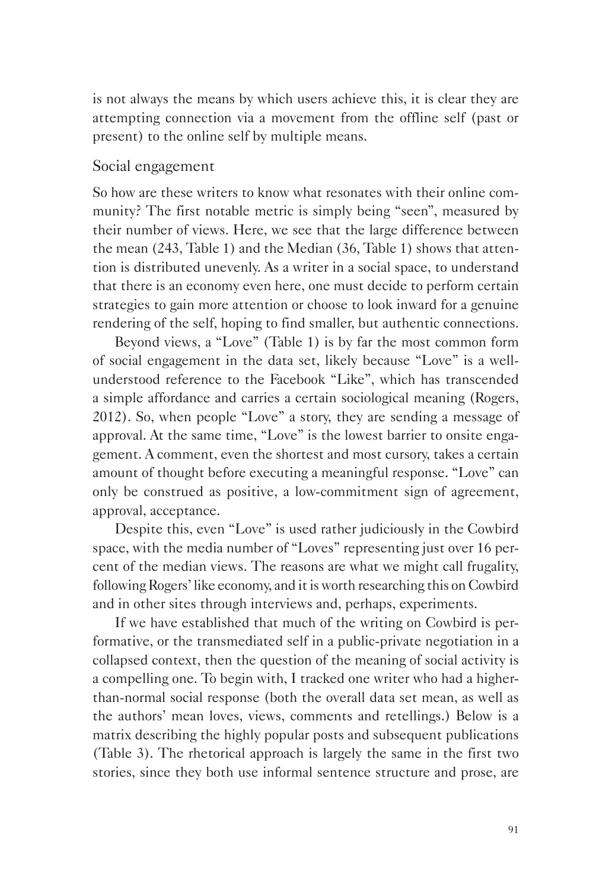is not always the means by which users achieve this, it is clear they are attempting connection via a movement from the offline self (past or present) to the online self by multiple means.

## Social engagement

So how are these writers to know what resonates with their online community? The first notable metric is simply being "seen", measured by their number of views. Here, we see that the large difference between the mean (243, Table 1) and the Median (36, Table 1) shows that attention is distributed unevenly. As a writer in a social space, to understand that there is an economy even here, one must decide to perform certain strategies to gain more attention or choose to look inward for a genuine rendering of the self, hoping to find smaller, but authentic connections.

Beyond views, a "Love" (Table 1) is by far the most common form of social engagement in the data set, likely because "Love" is a well-understood reference to the Facebook "Like", which has transcended a simple affordance and carries a certain sociological meaning (Rogers, 2012). So, when people "Love" a story, they are sending a message of approval. At the same time, "Love" is the lowest barrier to onsite engagement. A comment, even the shortest and most cursory, takes a certain amount of thought before executing a meaningful response. "Love" can only be construed as positive, a low-commitment sign of agreement, approval, acceptance.

Despite this, even "Love" is used rather judiciously in the Cowbird space, with the media number of "Loves" representing just over 16 percent of the median views. The reasons are what we might call frugality, following Rogers' like economy, and it is worth researching this on Cowbird and in other sites through interviews and, perhaps, experiments.

If we have established that much of the writing on Cowbird is performative, or the transmediated self in a public-private negotiation in a collapsed context, then the question of the meaning of social activity is a compelling one. To begin with, I tracked one writer who had a higher-than-normal social response (both the overall data set mean, as well as the authors' mean loves, views, comments and retellings.) Below is a matrix describing the highly popular posts and subsequent publications (Table 3). The rhetorical approach is largely the same in the first two stories, since they both use informal sentence structure and prose, are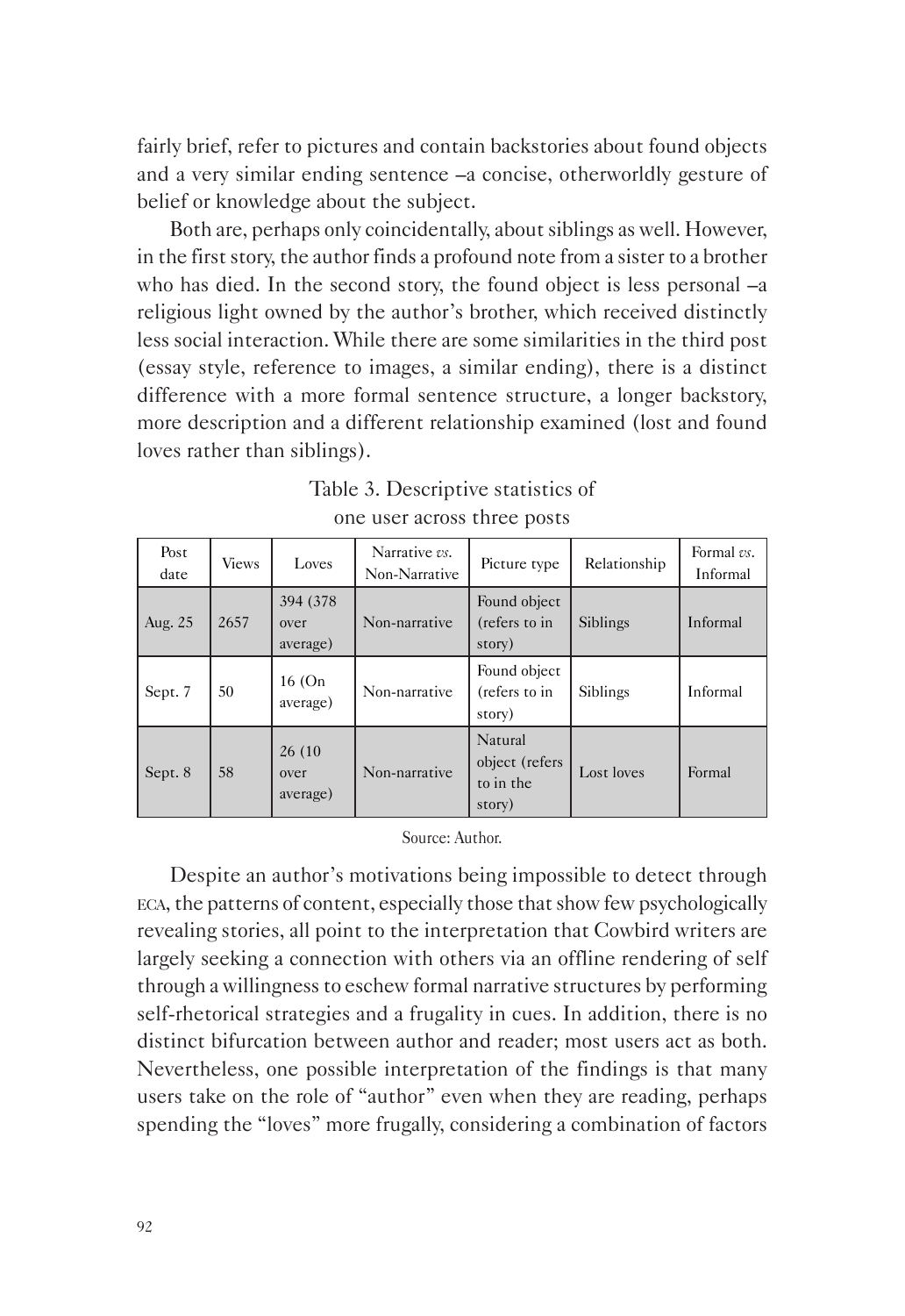fairly brief, refer to pictures and contain backstories about found objects and a very similar ending sentence –a concise, otherworldly gesture of belief or knowledge about the subject.

Both are, perhaps only coincidentally, about siblings as well. However, in the first story, the author finds a profound note from a sister to a brother who has died. In the second story, the found object is less personal –a religious light owned by the author's brother, which received distinctly less social interaction. While there are some similarities in the third post (essay style, reference to images, a similar ending), there is a distinct difference with a more formal sentence structure, a longer backstory, more description and a different relationship examined (lost and found loves rather than siblings).

Table 3. Descriptive statistics of one user across three posts

| Post date | Views | Loves | Narrative *vs.* Non-Narrative | Picture type | Relationship | Formal *vs.* Informal |
|---|---|---|---|---|---|---|
| Aug. 25 | 2657 | 394 (378 over average) | Non-narrative | Found object (refers to in story) | Siblings | Informal |
| Sept. 7 | 50 | 16 (On average) | Non-narrative | Found object (refers to in story) | Siblings | Informal |
| Sept. 8 | 58 | 26 (10 over average) | Non-narrative | Natural object (refers to in the story) | Lost loves | Formal |

Source: Author.

Despite an author's motivations being impossible to detect through ECA, the patterns of content, especially those that show few psychologically revealing stories, all point to the interpretation that Cowbird writers are largely seeking a connection with others via an offline rendering of self through a willingness to eschew formal narrative structures by performing self-rhetorical strategies and a frugality in cues. In addition, there is no distinct bifurcation between author and reader; most users act as both. Nevertheless, one possible interpretation of the findings is that many users take on the role of "author" even when they are reading, perhaps spending the "loves" more frugally, considering a combination of factors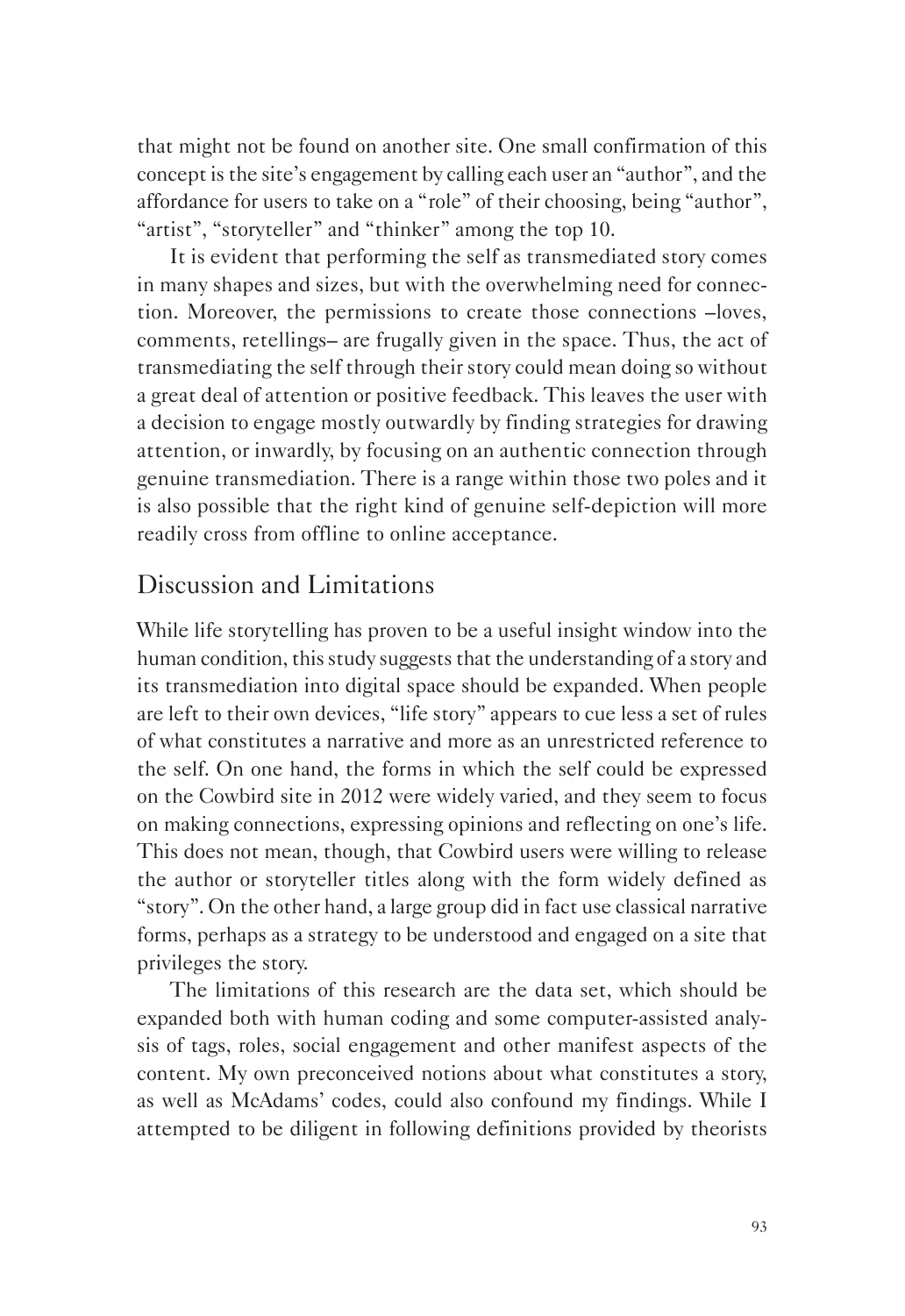that might not be found on another site. One small confirmation of this concept is the site's engagement by calling each user an "author", and the affordance for users to take on a "role" of their choosing, being "author", "artist", "storyteller" and "thinker" among the top 10.

It is evident that performing the self as transmediated story comes in many shapes and sizes, but with the overwhelming need for connection. Moreover, the permissions to create those connections –loves, comments, retellings– are frugally given in the space. Thus, the act of transmediating the self through their story could mean doing so without a great deal of attention or positive feedback. This leaves the user with a decision to engage mostly outwardly by finding strategies for drawing attention, or inwardly, by focusing on an authentic connection through genuine transmediation. There is a range within those two poles and it is also possible that the right kind of genuine self-depiction will more readily cross from offline to online acceptance.

## Discussion and Limitations

While life storytelling has proven to be a useful insight window into the human condition, this study suggests that the understanding of a story and its transmediation into digital space should be expanded. When people are left to their own devices, "life story" appears to cue less a set of rules of what constitutes a narrative and more as an unrestricted reference to the self. On one hand, the forms in which the self could be expressed on the Cowbird site in 2012 were widely varied, and they seem to focus on making connections, expressing opinions and reflecting on one's life. This does not mean, though, that Cowbird users were willing to release the author or storyteller titles along with the form widely defined as "story". On the other hand, a large group did in fact use classical narrative forms, perhaps as a strategy to be understood and engaged on a site that privileges the story.

The limitations of this research are the data set, which should be expanded both with human coding and some computer-assisted analysis of tags, roles, social engagement and other manifest aspects of the content. My own preconceived notions about what constitutes a story, as well as McAdams' codes, could also confound my findings. While I attempted to be diligent in following definitions provided by theorists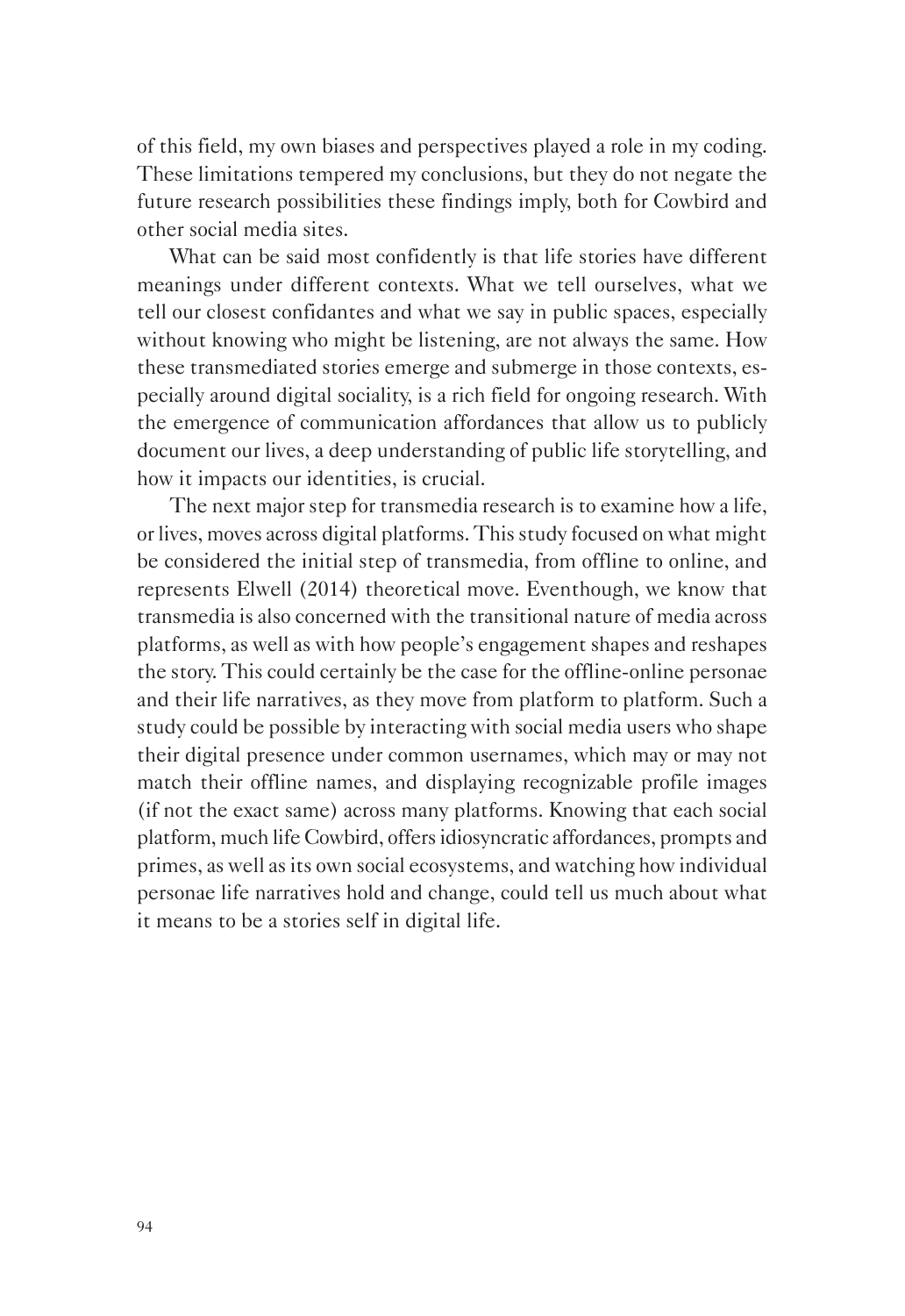of this field, my own biases and perspectives played a role in my coding. These limitations tempered my conclusions, but they do not negate the future research possibilities these findings imply, both for Cowbird and other social media sites.

What can be said most confidently is that life stories have different meanings under different contexts. What we tell ourselves, what we tell our closest confidantes and what we say in public spaces, especially without knowing who might be listening, are not always the same. How these transmediated stories emerge and submerge in those contexts, especially around digital sociality, is a rich field for ongoing research. With the emergence of communication affordances that allow us to publicly document our lives, a deep understanding of public life storytelling, and how it impacts our identities, is crucial.

The next major step for transmedia research is to examine how a life, or lives, moves across digital platforms. This study focused on what might be considered the initial step of transmedia, from offline to online, and represents Elwell (2014) theoretical move. Eventhough, we know that transmedia is also concerned with the transitional nature of media across platforms, as well as with how people's engagement shapes and reshapes the story. This could certainly be the case for the offline-online personae and their life narratives, as they move from platform to platform. Such a study could be possible by interacting with social media users who shape their digital presence under common usernames, which may or may not match their offline names, and displaying recognizable profile images (if not the exact same) across many platforms. Knowing that each social platform, much life Cowbird, offers idiosyncratic affordances, prompts and primes, as well as its own social ecosystems, and watching how individual personae life narratives hold and change, could tell us much about what it means to be a stories self in digital life.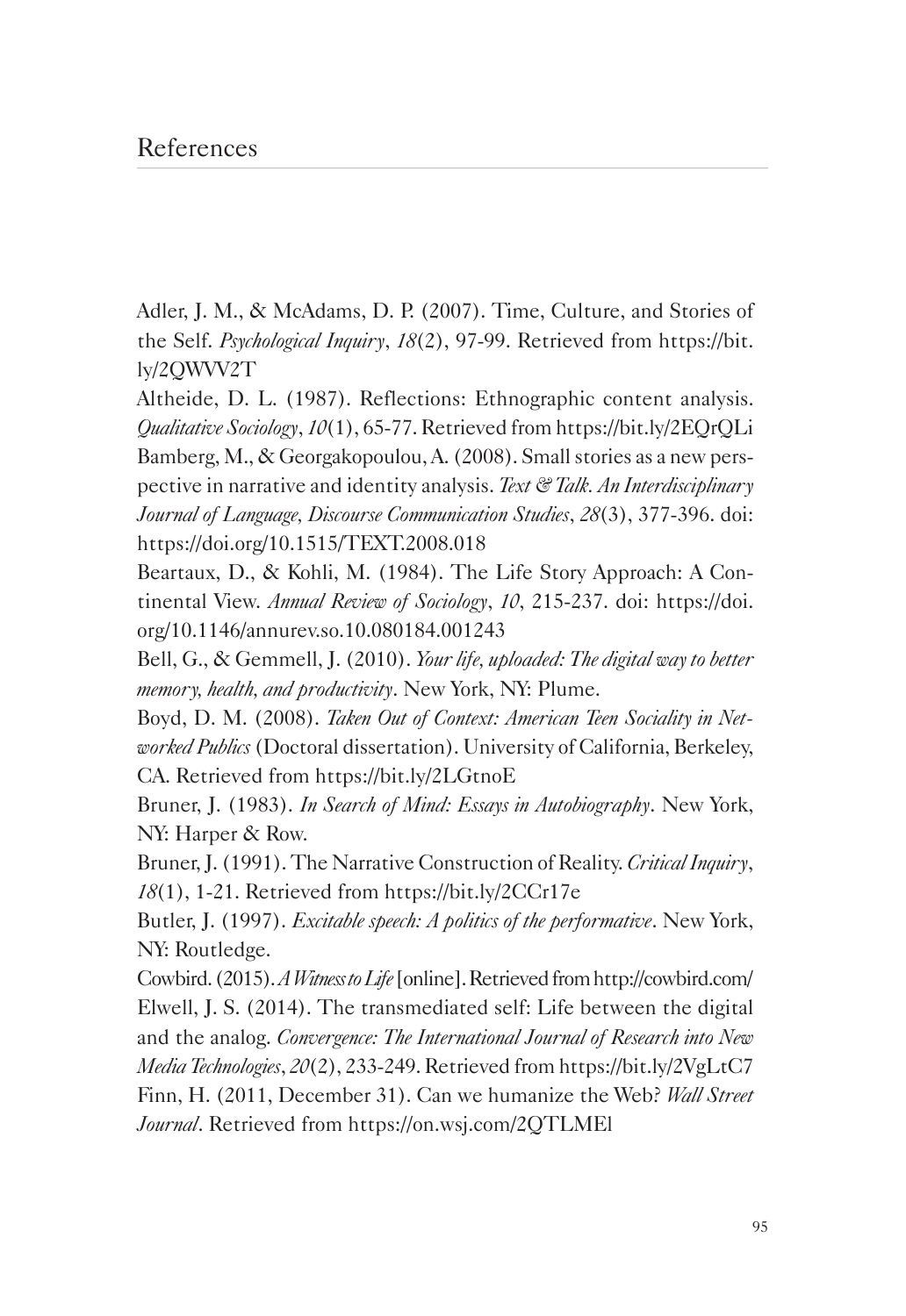# References

Adler, J. M., & McAdams, D. P. (2007). Time, Culture, and Stories of the Self. *Psychological Inquiry*, *18*(2), 97-99. Retrieved from https://bit.ly/2QWVV2T

Altheide, D. L. (1987). Reflections: Ethnographic content analysis. *Qualitative Sociology*, *10*(1), 65-77. Retrieved from https://bit.ly/2EQrQLi

Bamberg, M., & Georgakopoulou, A. (2008). Small stories as a new perspective in narrative and identity analysis. *Text & Talk. An Interdisciplinary Journal of Language, Discourse Communication Studies*, *28*(3), 377-396. doi: https://doi.org/10.1515/TEXT.2008.018

Beartaux, D., & Kohli, M. (1984). The Life Story Approach: A Continental View. *Annual Review of Sociology*, *10*, 215-237. doi: https://doi.org/10.1146/annurev.so.10.080184.001243

Bell, G., & Gemmell, J. (2010). *Your life, uploaded: The digital way to better memory, health, and productivity*. New York, NY: Plume.

Boyd, D. M. (2008). *Taken Out of Context: American Teen Sociality in Networked Publics* (Doctoral dissertation). University of California, Berkeley, CA. Retrieved from https://bit.ly/2LGtnoE

Bruner, J. (1983). *In Search of Mind: Essays in Autobiography*. New York, NY: Harper & Row.

Bruner, J. (1991). The Narrative Construction of Reality. *Critical Inquiry*, *18*(1), 1-21. Retrieved from https://bit.ly/2CCr17e

Butler, J. (1997). *Excitable speech: A politics of the performative*. New York, NY: Routledge.

Cowbird. (2015). *A Witness to Life* [online]. Retrieved from http://cowbird.com/

Elwell, J. S. (2014). The transmediated self: Life between the digital and the analog. *Convergence: The International Journal of Research into New Media Technologies*, *20*(2), 233-249. Retrieved from https://bit.ly/2VgLtC7

Finn, H. (2011, December 31). Can we humanize the Web? *Wall Street Journal*. Retrieved from https://on.wsj.com/2QTLMEl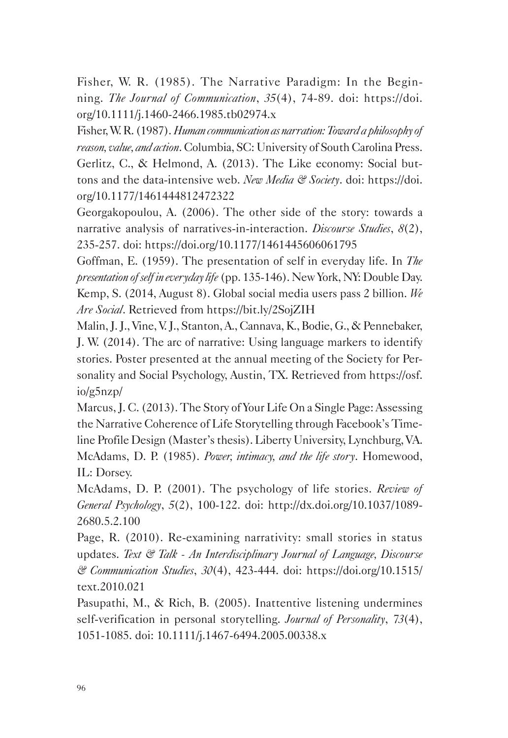Fisher, W. R. (1985). The Narrative Paradigm: In the Beginning. *The Journal of Communication*, *35*(4), 74-89. doi: https://doi.org/10.1111/j.1460-2466.1985.tb02974.x

Fisher, W. R. (1987). *Human communication as narration: Toward a philosophy of reason, value, and action*. Columbia, SC: University of South Carolina Press.

Gerlitz, C., & Helmond, A. (2013). The Like economy: Social buttons and the data-intensive web. *New Media & Society*. doi: https://doi.org/10.1177/1461444812472322

Georgakopoulou, A. (2006). The other side of the story: towards a narrative analysis of narratives-in-interaction. *Discourse Studies*, *8*(2), 235-257. doi: https://doi.org/10.1177/1461445606061795

Goffman, E. (1959). The presentation of self in everyday life. In *The presentation of self in everyday life* (pp. 135-146). New York, NY: Double Day.

Kemp, S. (2014, August 8). Global social media users pass 2 billion. *We Are Social*. Retrieved from https://bit.ly/2SojZIH

Malin, J. J., Vine, V. J., Stanton, A., Cannava, K., Bodie, G., & Pennebaker, J. W. (2014). The arc of narrative: Using language markers to identify stories. Poster presented at the annual meeting of the Society for Personality and Social Psychology, Austin, TX. Retrieved from https://osf.io/g5nzp/

Marcus, J. C. (2013). The Story of Your Life On a Single Page: Assessing the Narrative Coherence of Life Storytelling through Facebook's Timeline Profile Design (Master's thesis). Liberty University, Lynchburg, VA.

McAdams, D. P. (1985). *Power, intimacy, and the life story*. Homewood, IL: Dorsey.

McAdams, D. P. (2001). The psychology of life stories. *Review of General Psychology*, *5*(2), 100-122. doi: http://dx.doi.org/10.1037/1089-2680.5.2.100

Page, R. (2010). Re-examining narrativity: small stories in status updates. *Text & Talk - An Interdisciplinary Journal of Language, Discourse & Communication Studies*, *30*(4), 423-444. doi: https://doi.org/10.1515/text.2010.021

Pasupathi, M., & Rich, B. (2005). Inattentive listening undermines self-verification in personal storytelling. *Journal of Personality*, *73*(4), 1051-1085. doi: 10.1111/j.1467-6494.2005.00338.x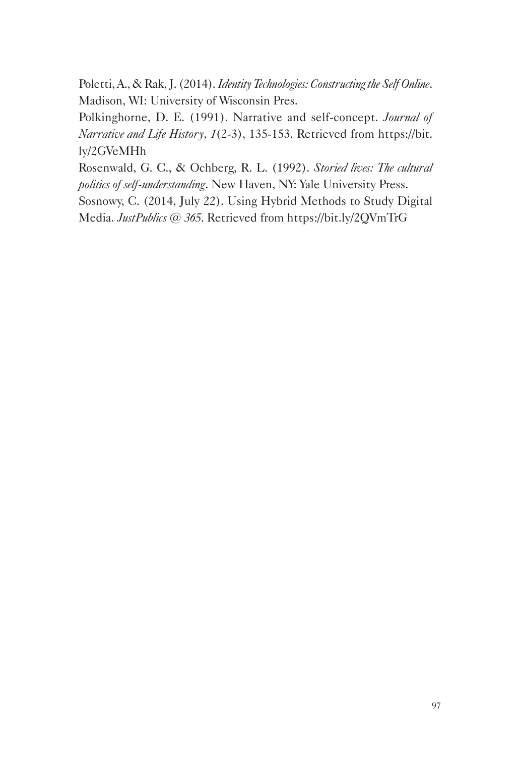Poletti, A., & Rak, J. (2014). *Identity Technologies: Constructing the Self Online*. Madison, WI: University of Wisconsin Pres.

Polkinghorne, D. E. (1991). Narrative and self-concept. *Journal of Narrative and Life History*, *1*(2-3), 135-153. Retrieved from https://bit.ly/2GVeMHh

Rosenwald, G. C., & Ochberg, R. L. (1992). *Storied lives: The cultural politics of self-understanding*. New Haven, NY: Yale University Press.

Sosnowy, C. (2014, July 22). Using Hybrid Methods to Study Digital Media. *JustPublics @ 365*. Retrieved from https://bit.ly/2QVmTrG